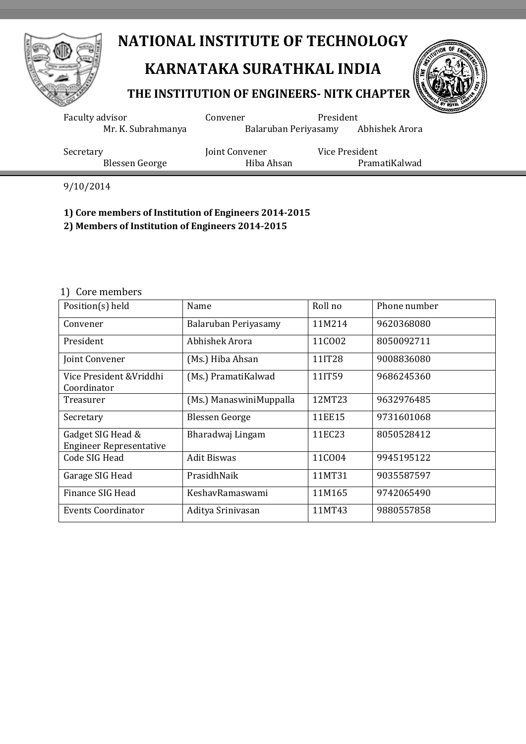# NATIONAL INSTITUTE OF TECHNOLOGY

# KARNATAKA SURATHKAL INDIA

## THE INSTITUTION OF ENGINEERS- NITK CHAPTER

Faculty advisor
Mr. K. Subrahmanya

Convener
Balaruban Periyasamy

President
Abhishek Arora

Secretary
Blessen George

Joint Convener
Hiba Ahsan

Vice President
PramatiKalwad

9/10/2014

**1) Core members of Institution of Engineers 2014-2015**

**2) Members of Institution of Engineers 2014-2015**

1) Core members

| Position(s) held | Name | Roll no | Phone number |
|---|---|---|---|
| Convener | Balaruban Periyasamy | 11M214 | 9620368080 |
| President | Abhishek Arora | 11CO02 | 8050092711 |
| Joint Convener | (Ms.) Hiba Ahsan | 11IT28 | 9008836080 |
| Vice President &Vriddhi Coordinator | (Ms.) PramatiKalwad | 11IT59 | 9686245360 |
| Treasurer | (Ms.) ManaswiniMuppalla | 12MT23 | 9632976485 |
| Secretary | Blessen George | 11EE15 | 9731601068 |
| Gadget SIG Head & Engineer Representative | Bharadwaj Lingam | 11EC23 | 8050528412 |
| Code SIG Head | Adit Biswas | 11CO04 | 9945195122 |
| Garage SIG Head | PrasidhNaik | 11MT31 | 9035587597 |
| Finance SIG Head | KeshavRamaswami | 11M165 | 9742065490 |
| Events Coordinator | Aditya Srinivasan | 11MT43 | 9880557858 |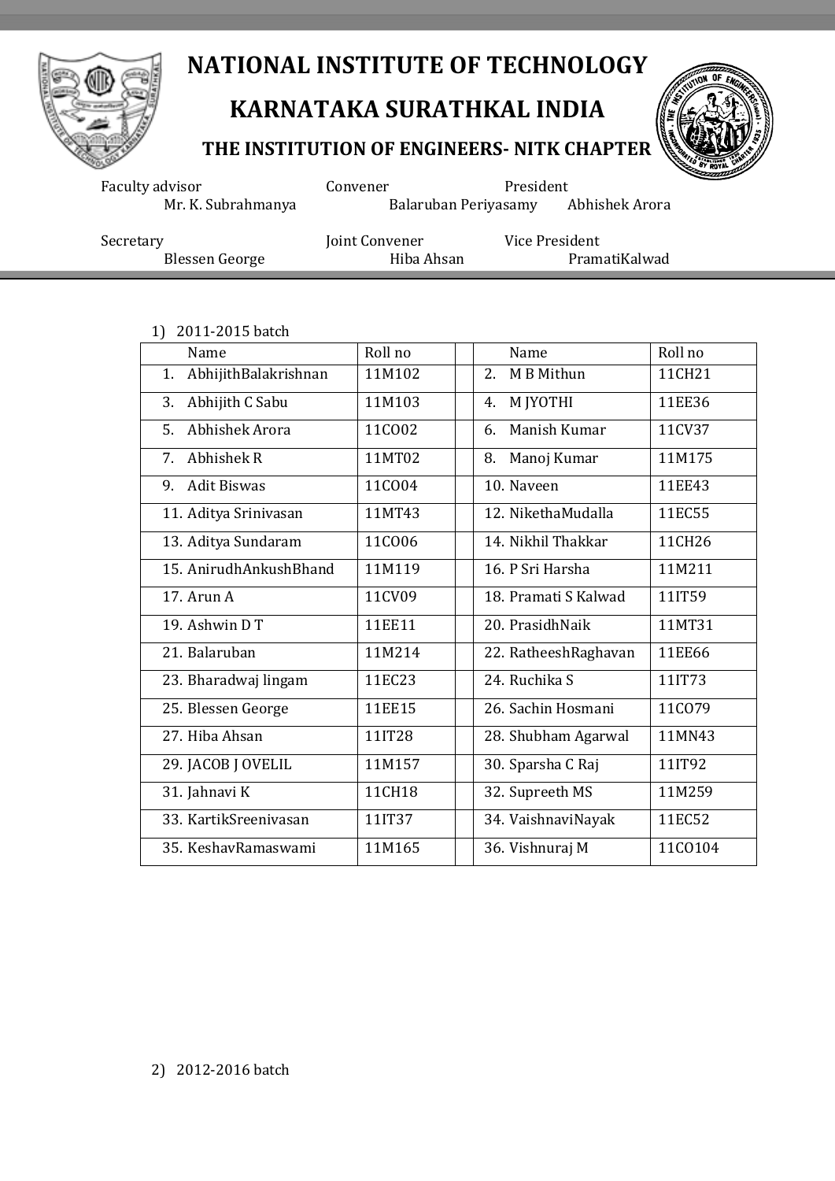# NATIONAL INSTITUTE OF TECHNOLOGY

# KARNATAKA SURATHKAL INDIA

## THE INSTITUTION OF ENGINEERS- NITK CHAPTER

Faculty advisor
Mr. K. Subrahmanya

Convener
Balaruban Periyasamy

President
Abhishek Arora

Secretary
Blessen George

Joint Convener
Hiba Ahsan

Vice President
PramatiKalwad

1) 2011-2015 batch

| Name | Roll no | | Name | Roll no |
|---|---|---|---|---|
| 1. AbhijithBalakrishnan | 11M102 | | 2. M B Mithun | 11CH21 |
| 3. Abhijith C Sabu | 11M103 | | 4. M JYOTHI | 11EE36 |
| 5. Abhishek Arora | 11CO02 | | 6. Manish Kumar | 11CV37 |
| 7. Abhishek R | 11MT02 | | 8. Manoj Kumar | 11M175 |
| 9. Adit Biswas | 11CO04 | | 10. Naveen | 11EE43 |
| 11. Aditya Srinivasan | 11MT43 | | 12. NikethaMudalla | 11EC55 |
| 13. Aditya Sundaram | 11CO06 | | 14. Nikhil Thakkar | 11CH26 |
| 15. AnirudhAnkushBhand | 11M119 | | 16. P Sri Harsha | 11M211 |
| 17. Arun A | 11CV09 | | 18. Pramati S Kalwad | 11IT59 |
| 19. Ashwin D T | 11EE11 | | 20. PrasidhNaik | 11MT31 |
| 21. Balaruban | 11M214 | | 22. RatheeshRaghavan | 11EE66 |
| 23. Bharadwaj lingam | 11EC23 | | 24. Ruchika S | 11IT73 |
| 25. Blessen George | 11EE15 | | 26. Sachin Hosmani | 11CO79 |
| 27. Hiba Ahsan | 11IT28 | | 28. Shubham Agarwal | 11MN43 |
| 29. JACOB J OVELIL | 11M157 | | 30. Sparsha C Raj | 11IT92 |
| 31. Jahnavi K | 11CH18 | | 32. Supreeth MS | 11M259 |
| 33. KartikSreenivasan | 11IT37 | | 34. VaishnaviNayak | 11EC52 |
| 35. KeshavRamaswami | 11M165 | | 36. Vishnuraj M | 11CO104 |

2) 2012-2016 batch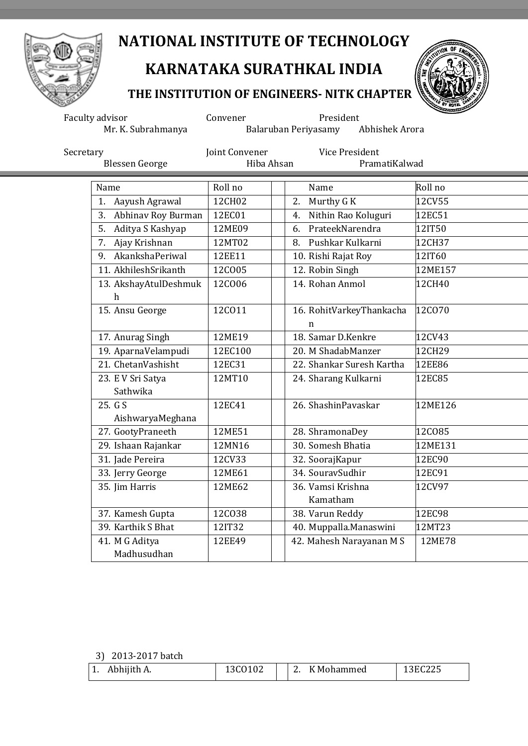# NATIONAL INSTITUTE OF TECHNOLOGY

# KARNATAKA SURATHKAL INDIA

## THE INSTITUTION OF ENGINEERS- NITK CHAPTER

Faculty advisor
Mr. K. Subrahmanya

Convener
Balaruban Periyasamy

President
Abhishek Arora

Secretary
Blessen George

Joint Convener
Hiba Ahsan

Vice President
PramatiKalwad

| Name | Roll no | | Name | Roll no |
|---|---|---|---|---|
| 1. Aayush Agrawal | 12CH02 | | 2. Murthy G K | 12CV55 |
| 3. Abhinav Roy Burman | 12EC01 | | 4. Nithin Rao Koluguri | 12EC51 |
| 5. Aditya S Kashyap | 12ME09 | | 6. PrateekNarendra | 12IT50 |
| 7. Ajay Krishnan | 12MT02 | | 8. Pushkar Kulkarni | 12CH37 |
| 9. AkankshaPeriwal | 12EE11 | | 10. Rishi Rajat Roy | 12IT60 |
| 11. AkhileshSrikanth | 12CO05 | | 12. Robin Singh | 12ME157 |
| 13. AkshayAtulDeshmukh | 12CO06 | | 14. Rohan Anmol | 12CH40 |
| 15. Ansu George | 12CO11 | | 16. RohitVarkeyThankachan | 12CO70 |
| 17. Anurag Singh | 12ME19 | | 18. Samar D.Kenkre | 12CV43 |
| 19. AparnaVelampudi | 12EC100 | | 20. M ShadabManzer | 12CH29 |
| 21. ChetanVashisht | 12EC31 | | 22. Shankar Suresh Kartha | 12EE86 |
| 23. E V Sri Satya Sathwika | 12MT10 | | 24. Sharang Kulkarni | 12EC85 |
| 25. G S AishwaryaMeghana | 12EC41 | | 26. ShashinPavaskar | 12ME126 |
| 27. GootyPraneeth | 12ME51 | | 28. ShramonaDey | 12CO85 |
| 29. Ishaan Rajankar | 12MN16 | | 30. Somesh Bhatia | 12ME131 |
| 31. Jade Pereira | 12CV33 | | 32. SoorajKapur | 12EC90 |
| 33. Jerry George | 12ME61 | | 34. SouravSudhir | 12EC91 |
| 35. Jim Harris | 12ME62 | | 36. Vamsi Krishna Kamatham | 12CV97 |
| 37. Kamesh Gupta | 12CO38 | | 38. Varun Reddy | 12EC98 |
| 39. Karthik S Bhat | 12IT32 | | 40. Muppalla.Manaswini | 12MT23 |
| 41. M G Aditya Madhusudhan | 12EE49 | | 42. Mahesh Narayanan M S | 12ME78 |

3) 2013-2017 batch

| | | | | |
|---|---|---|---|---|
| 1. Abhijith A. | 13CO102 | | 2. K Mohammed | 13EC225 |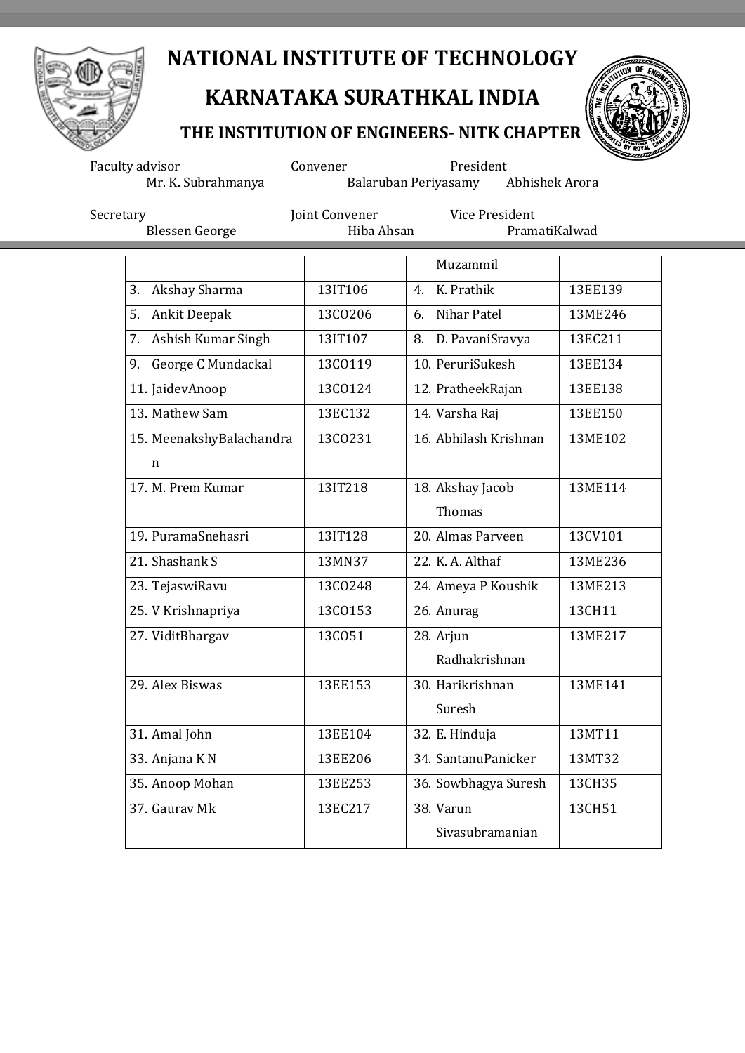# NATIONAL INSTITUTE OF TECHNOLOGY

# KARNATAKA SURATHKAL INDIA

## THE INSTITUTION OF ENGINEERS- NITK CHAPTER

Faculty advisor
Mr. K. Subrahmanya

Convener
Balaruban Periyasamy

President
Abhishek Arora

Secretary
Blessen George

Joint Convener
Hiba Ahsan

Vice President
PramatiKalwad

| | | | | |
|---|---|---|---|---|
| | | | Muzammil | |
| 3. Akshay Sharma | 13IT106 | | 4. K. Prathik | 13EE139 |
| 5. Ankit Deepak | 13CO206 | | 6. Nihar Patel | 13ME246 |
| 7. Ashish Kumar Singh | 13IT107 | | 8. D. PavaniSravya | 13EC211 |
| 9. George C Mundackal | 13CO119 | | 10. PeruriSukesh | 13EE134 |
| 11. JaidevAnoop | 13CO124 | | 12. PratheekRajan | 13EE138 |
| 13. Mathew Sam | 13EC132 | | 14. Varsha Raj | 13EE150 |
| 15. MeenakshyBalachandran | 13CO231 | | 16. Abhilash Krishnan | 13ME102 |
| 17. M. Prem Kumar | 13IT218 | | 18. Akshay Jacob Thomas | 13ME114 |
| 19. PuramaSnehasri | 13IT128 | | 20. Almas Parveen | 13CV101 |
| 21. Shashank S | 13MN37 | | 22. K. A. Althaf | 13ME236 |
| 23. TejaswiRavu | 13CO248 | | 24. Ameya P Koushik | 13ME213 |
| 25. V Krishnapriya | 13CO153 | | 26. Anurag | 13CH11 |
| 27. ViditBhargav | 13CO51 | | 28. Arjun Radhakrishnan | 13ME217 |
| 29. Alex Biswas | 13EE153 | | 30. Harikrishnan Suresh | 13ME141 |
| 31. Amal John | 13EE104 | | 32. E. Hinduja | 13MT11 |
| 33. Anjana K N | 13EE206 | | 34. SantanuPanicker | 13MT32 |
| 35. Anoop Mohan | 13EE253 | | 36. Sowbhagya Suresh | 13CH35 |
| 37. Gaurav Mk | 13EC217 | | 38. Varun Sivasubramanian | 13CH51 |